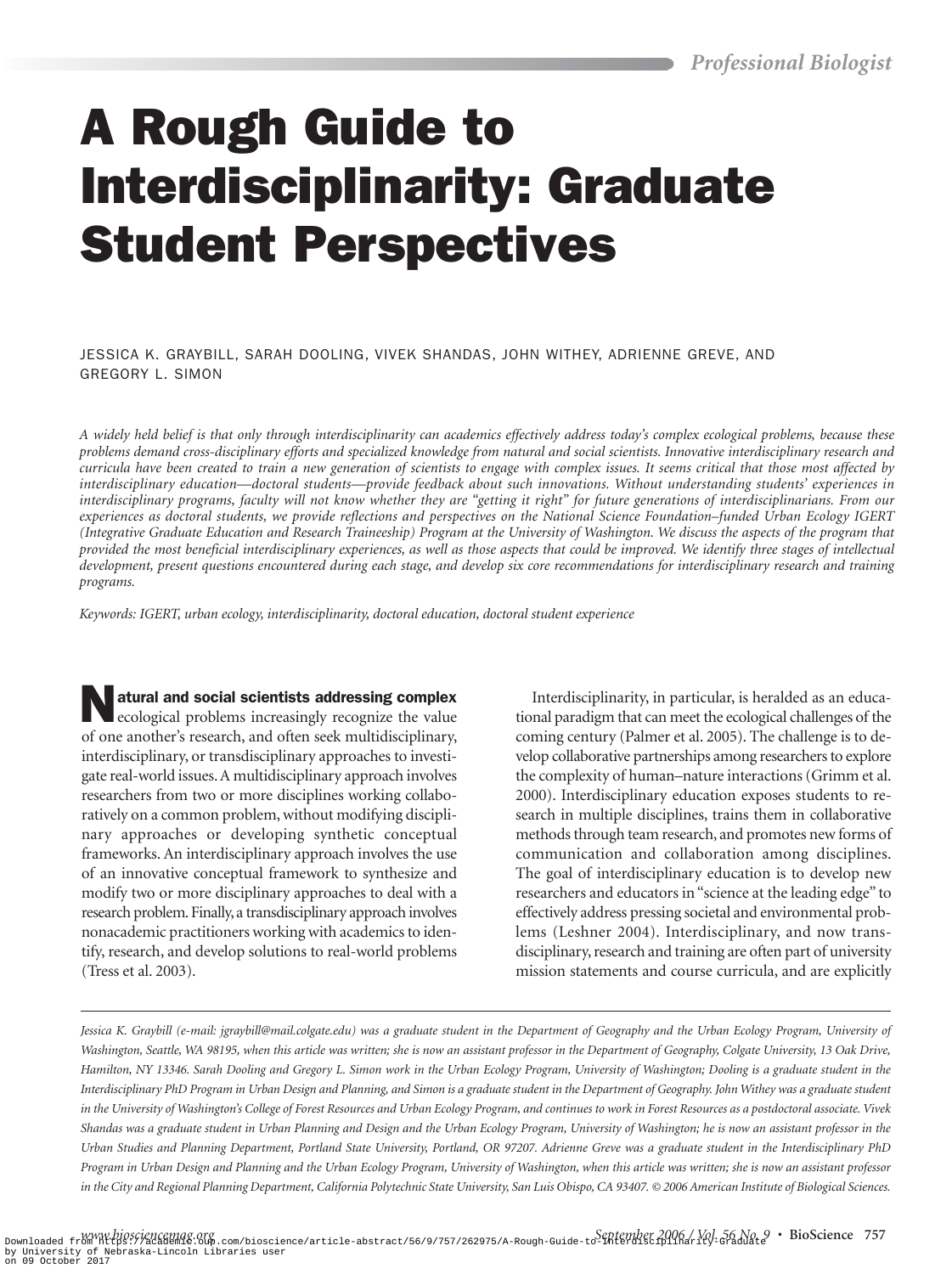# A Rough Guide to Interdisciplinarity: Graduate Student Perspectives

JESSICA K. GRAYBILL, SARAH DOOLING, VIVEK SHANDAS, JOHN WITHEY, ADRIENNE GREVE, AND GREGORY L. SIMON

*A widely held belief is that only through interdisciplinarity can academics effectively address today's complex ecological problems, because these problems demand cross-disciplinary efforts and specialized knowledge from natural and social scientists. Innovative interdisciplinary research and curricula have been created to train a new generation of scientists to engage with complex issues. It seems critical that those most affected by interdisciplinary education—doctoral students—provide feedback about such innovations. Without understanding students' experiences in interdisciplinary programs, faculty will not know whether they are "getting it right" for future generations of interdisciplinarians. From our experiences as doctoral students, we provide reflections and perspectives on the National Science Foundation–funded Urban Ecology IGERT (Integrative Graduate Education and Research Traineeship) Program at the University of Washington. We discuss the aspects of the program that provided the most beneficial interdisciplinary experiences, as well as those aspects that could be improved. We identify three stages of intellectual development, present questions encountered during each stage, and develop six core recommendations for interdisciplinary research and training programs.*

*Keywords: IGERT, urban ecology, interdisciplinarity, doctoral education, doctoral student experience*

**Natural and social scientists addressing complex** ecological problems increasingly recognize the value of one another's research, and often seek multidisciplinary, interdisciplinary, or transdisciplinary approaches to investigate real-world issues. A multidisciplinary approach involves researchers from two or more disciplines working collaboratively on a common problem, without modifying disciplinary approaches or developing synthetic conceptual frameworks. An interdisciplinary approach involves the use of an innovative conceptual framework to synthesize and modify two or more disciplinary approaches to deal with a research problem. Finally, a transdisciplinary approach involves nonacademic practitioners working with academics to identify, research, and develop solutions to real-world problems (Tress et al. 2003).

Interdisciplinarity, in particular, is heralded as an educational paradigm that can meet the ecological challenges of the coming century (Palmer et al. 2005). The challenge is to develop collaborative partnerships among researchers to explore the complexity of human–nature interactions (Grimm et al. 2000). Interdisciplinary education exposes students to research in multiple disciplines, trains them in collaborative methods through team research, and promotes new forms of communication and collaboration among disciplines. The goal of interdisciplinary education is to develop new researchers and educators in "science at the leading edge" to effectively address pressing societal and environmental problems (Leshner 2004). Interdisciplinary, and now transdisciplinary, research and training are often part of university mission statements and course curricula, and are explicitly

*Jessica K. Graybill (e-mail: jgraybill@mail.colgate.edu) was a graduate student in the Department of Geography and the Urban Ecology Program, University of Washington, Seattle, WA 98195, when this article was written; she is now an assistant professor in the Department of Geography, Colgate University, 13 Oak Drive, Hamilton, NY 13346. Sarah Dooling and Gregory L. Simon work in the Urban Ecology Program, University of Washington; Dooling is a graduate student in the Interdisciplinary PhD Program in Urban Design and Planning, and Simon is a graduate student in the Department of Geography. John Withey was a graduate student in the University of Washington's College of Forest Resources and Urban Ecology Program, and continues to work in Forest Resources as a postdoctoral associate. Vivek Shandas was a graduate student in Urban Planning and Design and the Urban Ecology Program, University of Washington; he is now an assistant professor in the Urban Studies and Planning Department, Portland State University, Portland, OR 97207. Adrienne Greve was a graduate student in the Interdisciplinary PhD Program in Urban Design and Planning and the Urban Ecology Program, University of Washington, when this article was written; she is now an assistant professor in the City and Regional Planning Department, California Polytechnic State University, San Luis Obispo, CA 93407. © 2006 American Institute of Biological Sciences.*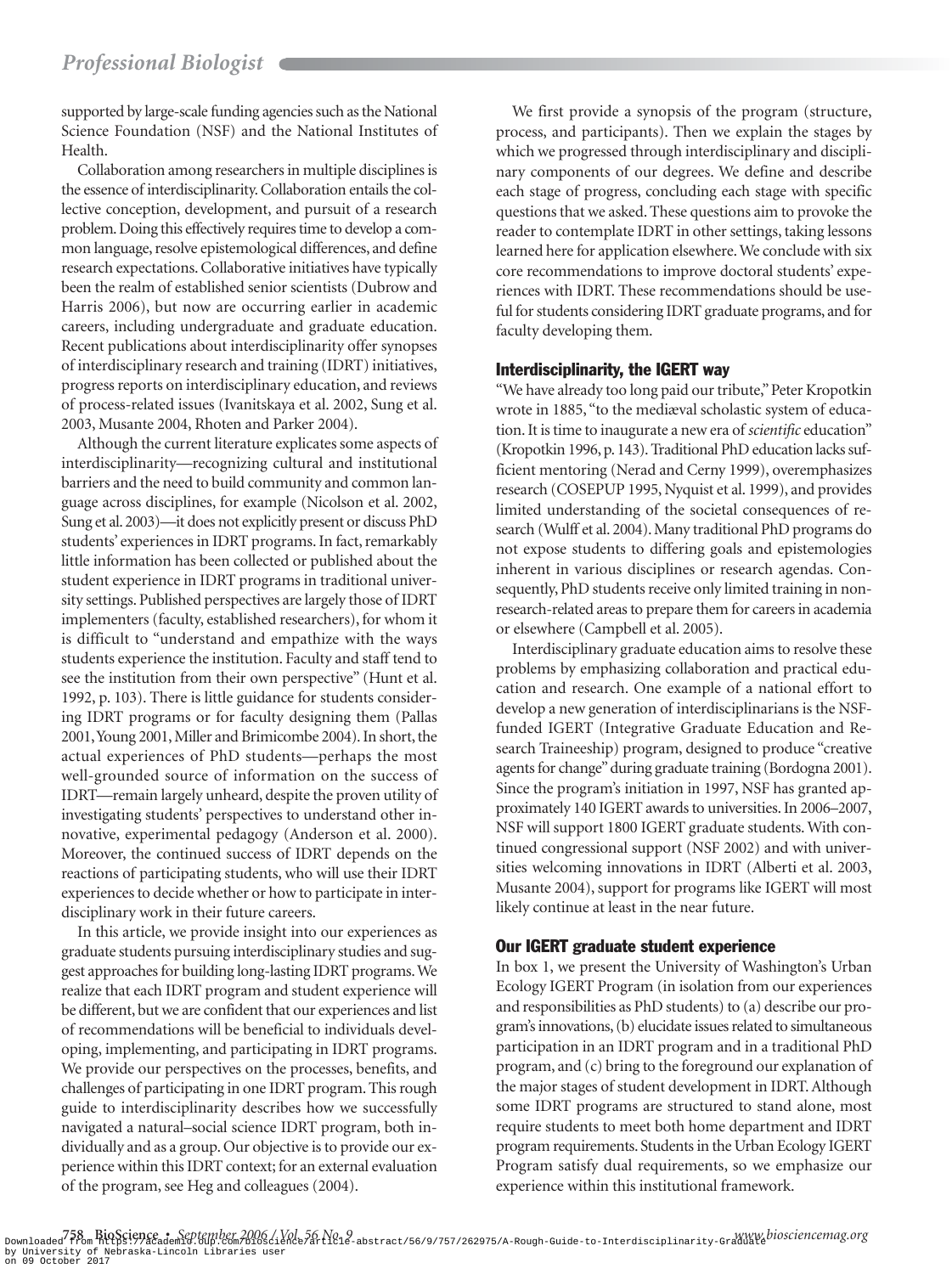supported by large-scale funding agencies such as the National Science Foundation (NSF) and the National Institutes of Health.

Collaboration among researchers in multiple disciplines is the essence of interdisciplinarity. Collaboration entails the collective conception, development, and pursuit of a research problem. Doing this effectively requires time to develop a common language, resolve epistemological differences, and define research expectations. Collaborative initiatives have typically been the realm of established senior scientists (Dubrow and Harris 2006), but now are occurring earlier in academic careers, including undergraduate and graduate education. Recent publications about interdisciplinarity offer synopses of interdisciplinary research and training (IDRT) initiatives, progress reports on interdisciplinary education, and reviews of process-related issues (Ivanitskaya et al. 2002, Sung et al. 2003, Musante 2004, Rhoten and Parker 2004).

Although the current literature explicates some aspects of interdisciplinarity—recognizing cultural and institutional barriers and the need to build community and common language across disciplines, for example (Nicolson et al. 2002, Sung et al. 2003)—it does not explicitly present or discuss PhD students' experiences in IDRT programs. In fact, remarkably little information has been collected or published about the student experience in IDRT programs in traditional university settings. Published perspectives are largely those of IDRT implementers (faculty, established researchers), for whom it is difficult to "understand and empathize with the ways students experience the institution. Faculty and staff tend to see the institution from their own perspective" (Hunt et al. 1992, p. 103). There is little guidance for students considering IDRT programs or for faculty designing them (Pallas 2001, Young 2001, Miller and Brimicombe 2004). In short, the actual experiences of PhD students—perhaps the most well-grounded source of information on the success of IDRT—remain largely unheard, despite the proven utility of investigating students' perspectives to understand other innovative, experimental pedagogy (Anderson et al. 2000). Moreover, the continued success of IDRT depends on the reactions of participating students, who will use their IDRT experiences to decide whether or how to participate in interdisciplinary work in their future careers.

In this article, we provide insight into our experiences as graduate students pursuing interdisciplinary studies and suggest approaches for building long-lasting IDRT programs. We realize that each IDRT program and student experience will be different, but we are confident that our experiences and list of recommendations will be beneficial to individuals developing, implementing, and participating in IDRT programs. We provide our perspectives on the processes, benefits, and challenges of participating in one IDRT program. This rough guide to interdisciplinarity describes how we successfully navigated a natural–social science IDRT program, both individually and as a group. Our objective is to provide our experience within this IDRT context; for an external evaluation of the program, see Heg and colleagues (2004).

We first provide a synopsis of the program (structure, process, and participants). Then we explain the stages by which we progressed through interdisciplinary and disciplinary components of our degrees. We define and describe each stage of progress, concluding each stage with specific questions that we asked. These questions aim to provoke the reader to contemplate IDRT in other settings, taking lessons learned here for application elsewhere. We conclude with six core recommendations to improve doctoral students' experiences with IDRT. These recommendations should be useful for students considering IDRT graduate programs, and for faculty developing them.

## Interdisciplinarity, the IGERT way

"We have already too long paid our tribute," Peter Kropotkin wrote in 1885, "to the mediæval scholastic system of education. It is time to inaugurate a new era of *scientific* education" (Kropotkin 1996, p. 143). Traditional PhD education lacks sufficient mentoring (Nerad and Cerny 1999), overemphasizes research (COSEPUP 1995, Nyquist et al. 1999), and provides limited understanding of the societal consequences of research (Wulff et al. 2004). Many traditional PhD programs do not expose students to differing goals and epistemologies inherent in various disciplines or research agendas. Consequently, PhD students receive only limited training in non-research-related areas to prepare them for careers in academia or elsewhere (Campbell et al. 2005).

Interdisciplinary graduate education aims to resolve these problems by emphasizing collaboration and practical education and research. One example of a national effort to develop a new generation of interdisciplinarians is the NSF-funded IGERT (Integrative Graduate Education and Research Traineeship) program, designed to produce "creative agents for change" during graduate training (Bordogna 2001). Since the program's initiation in 1997, NSF has granted approximately 140 IGERT awards to universities. In 2006–2007, NSF will support 1800 IGERT graduate students. With continued congressional support (NSF 2002) and with universities welcoming innovations in IDRT (Alberti et al. 2003, Musante 2004), support for programs like IGERT will most likely continue at least in the near future.

## Our IGERT graduate student experience

In box 1, we present the University of Washington's Urban Ecology IGERT Program (in isolation from our experiences and responsibilities as PhD students) to (a) describe our program's innovations, (b) elucidate issues related to simultaneous participation in an IDRT program and in a traditional PhD program, and (c) bring to the foreground our explanation of the major stages of student development in IDRT. Although some IDRT programs are structured to stand alone, most require students to meet both home department and IDRT program requirements. Students in the Urban Ecology IGERT Program satisfy dual requirements, so we emphasize our experience within this institutional framework.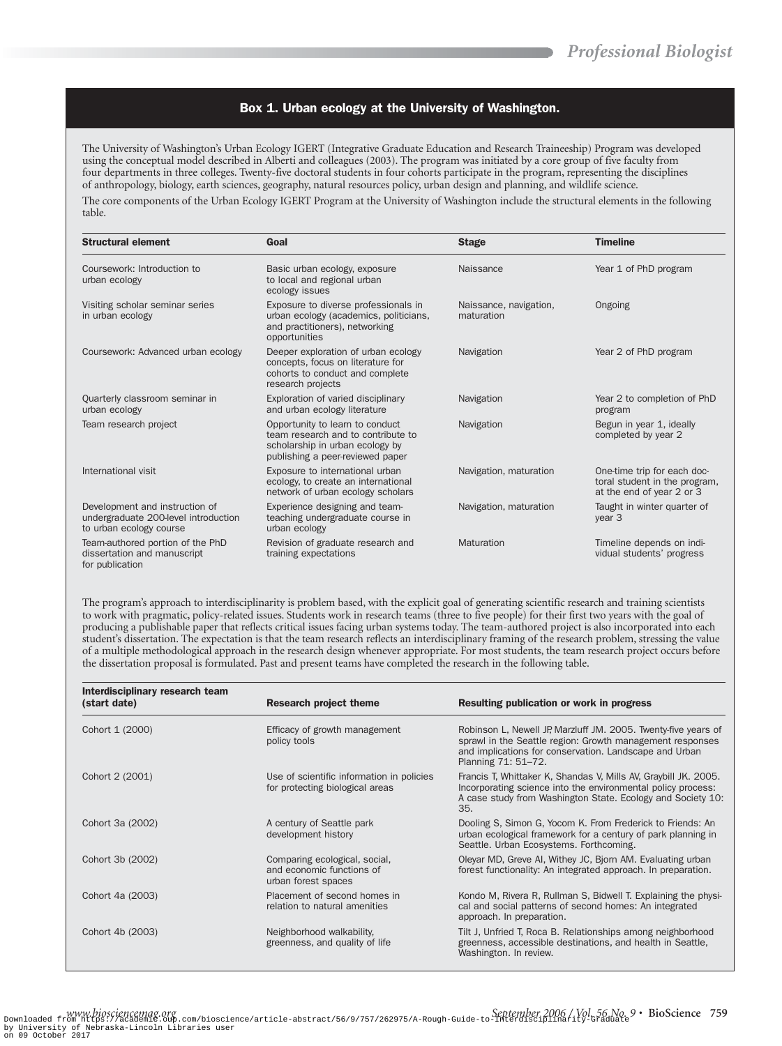### Box 1. Urban ecology at the University of Washington.

The University of Washington's Urban Ecology IGERT (Integrative Graduate Education and Research Traineeship) Program was developed using the conceptual model described in Alberti and colleagues (2003). The program was initiated by a core group of five faculty from four departments in three colleges. Twenty-five doctoral students in four cohorts participate in the program, representing the disciplines of anthropology, biology, earth sciences, geography, natural resources policy, urban design and planning, and wildlife science.

The core components of the Urban Ecology IGERT Program at the University of Washington include the structural elements in the following table.

| Structural element | Goal | Stage | Timeline |
|---|---|---|---|
| Coursework: Introduction to urban ecology | Basic urban ecology, exposure to local and regional urban ecology issues | Naissance | Year 1 of PhD program |
| Visiting scholar seminar series in urban ecology | Exposure to diverse professionals in urban ecology (academics, politicians, and practitioners), networking opportunities | Naissance, navigation, maturation | Ongoing |
| Coursework: Advanced urban ecology | Deeper exploration of urban ecology concepts, focus on literature for cohorts to conduct and complete research projects | Navigation | Year 2 of PhD program |
| Quarterly classroom seminar in urban ecology | Exploration of varied disciplinary and urban ecology literature | Navigation | Year 2 to completion of PhD program |
| Team research project | Opportunity to learn to conduct team research and to contribute to scholarship in urban ecology by publishing a peer-reviewed paper | Navigation | Begun in year 1, ideally completed by year 2 |
| International visit | Exposure to international urban ecology, to create an international network of urban ecology scholars | Navigation, maturation | One-time trip for each doctoral student in the program, at the end of year 2 or 3 |
| Development and instruction of undergraduate 200-level introduction to urban ecology course | Experience designing and team-teaching undergraduate course in urban ecology | Navigation, maturation | Taught in winter quarter of year 3 |
| Team-authored portion of the PhD dissertation and manuscript for publication | Revision of graduate research and training expectations | Maturation | Timeline depends on individual students' progress |

The program's approach to interdisciplinarity is problem based, with the explicit goal of generating scientific research and training scientists to work with pragmatic, policy-related issues. Students work in research teams (three to five people) for their first two years with the goal of producing a publishable paper that reflects critical issues facing urban systems today. The team-authored project is also incorporated into each student's dissertation. The expectation is that the team research reflects an interdisciplinary framing of the research problem, stressing the value of a multiple methodological approach in the research design whenever appropriate. For most students, the team research project occurs before the dissertation proposal is formulated. Past and present teams have completed the research in the following table.

| Interdisciplinary research team (start date) | Research project theme | Resulting publication or work in progress |
|---|---|---|
| Cohort 1 (2000) | Efficacy of growth management policy tools | Robinson L, Newell JP, Marzluff JM. 2005. Twenty-five years of sprawl in the Seattle region: Growth management responses and implications for conservation. Landscape and Urban Planning 71: 51–72. |
| Cohort 2 (2001) | Use of scientific information in policies for protecting biological areas | Francis T, Whittaker K, Shandas V, Mills AV, Graybill JK. 2005. Incorporating science into the environmental policy process: A case study from Washington State. Ecology and Society 10: 35. |
| Cohort 3a (2002) | A century of Seattle park development history | Dooling S, Simon G, Yocom K. From Frederick to Friends: An urban ecological framework for a century of park planning in Seattle. Urban Ecosystems. Forthcoming. |
| Cohort 3b (2002) | Comparing ecological, social, and economic functions of urban forest spaces | Oleyar MD, Greve AI, Withey JC, Bjorn AM. Evaluating urban forest functionality: An integrated approach. In preparation. |
| Cohort 4a (2003) | Placement of second homes in relation to natural amenities | Kondo M, Rivera R, Rullman S, Bidwell T. Explaining the physical and social patterns of second homes: An integrated approach. In preparation. |
| Cohort 4b (2003) | Neighborhood walkability, greenness, and quality of life | Tilt J, Unfried T, Roca B. Relationships among neighborhood greenness, accessible destinations, and health in Seattle, Washington. In review. |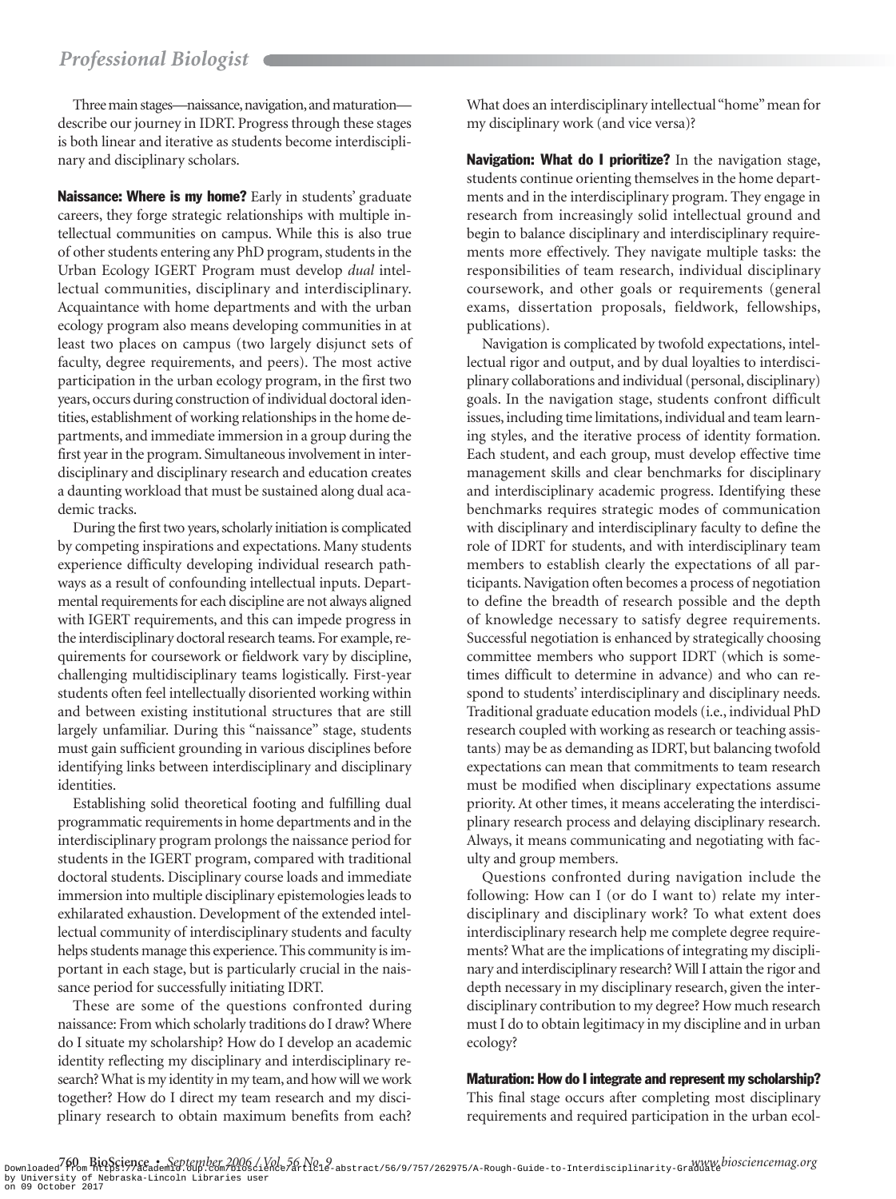Three main stages—naissance, navigation, and maturation—describe our journey in IDRT. Progress through these stages is both linear and iterative as students become interdisciplinary and disciplinary scholars.

**Naissance: Where is my home?** Early in students' graduate careers, they forge strategic relationships with multiple intellectual communities on campus. While this is also true of other students entering any PhD program, students in the Urban Ecology IGERT Program must develop *dual* intellectual communities, disciplinary and interdisciplinary. Acquaintance with home departments and with the urban ecology program also means developing communities in at least two places on campus (two largely disjunct sets of faculty, degree requirements, and peers). The most active participation in the urban ecology program, in the first two years, occurs during construction of individual doctoral identities, establishment of working relationships in the home departments, and immediate immersion in a group during the first year in the program. Simultaneous involvement in interdisciplinary and disciplinary research and education creates a daunting workload that must be sustained along dual academic tracks.

During the first two years, scholarly initiation is complicated by competing inspirations and expectations. Many students experience difficulty developing individual research pathways as a result of confounding intellectual inputs. Departmental requirements for each discipline are not always aligned with IGERT requirements, and this can impede progress in the interdisciplinary doctoral research teams. For example, requirements for coursework or fieldwork vary by discipline, challenging multidisciplinary teams logistically. First-year students often feel intellectually disoriented working within and between existing institutional structures that are still largely unfamiliar. During this "naissance" stage, students must gain sufficient grounding in various disciplines before identifying links between interdisciplinary and disciplinary identities.

Establishing solid theoretical footing and fulfilling dual programmatic requirements in home departments and in the interdisciplinary program prolongs the naissance period for students in the IGERT program, compared with traditional doctoral students. Disciplinary course loads and immediate immersion into multiple disciplinary epistemologies leads to exhilarated exhaustion. Development of the extended intellectual community of interdisciplinary students and faculty helps students manage this experience. This community is important in each stage, but is particularly crucial in the naissance period for successfully initiating IDRT.

These are some of the questions confronted during naissance: From which scholarly traditions do I draw? Where do I situate my scholarship? How do I develop an academic identity reflecting my disciplinary and interdisciplinary research? What is my identity in my team, and how will we work together? How do I direct my team research and my disciplinary research to obtain maximum benefits from each? What does an interdisciplinary intellectual "home" mean for my disciplinary work (and vice versa)?

**Navigation: What do I prioritize?** In the navigation stage, students continue orienting themselves in the home departments and in the interdisciplinary program. They engage in research from increasingly solid intellectual ground and begin to balance disciplinary and interdisciplinary requirements more effectively. They navigate multiple tasks: the responsibilities of team research, individual disciplinary coursework, and other goals or requirements (general exams, dissertation proposals, fieldwork, fellowships, publications).

Navigation is complicated by twofold expectations, intellectual rigor and output, and by dual loyalties to interdisciplinary collaborations and individual (personal, disciplinary) goals. In the navigation stage, students confront difficult issues, including time limitations, individual and team learning styles, and the iterative process of identity formation. Each student, and each group, must develop effective time management skills and clear benchmarks for disciplinary and interdisciplinary academic progress. Identifying these benchmarks requires strategic modes of communication with disciplinary and interdisciplinary faculty to define the role of IDRT for students, and with interdisciplinary team members to establish clearly the expectations of all participants. Navigation often becomes a process of negotiation to define the breadth of research possible and the depth of knowledge necessary to satisfy degree requirements. Successful negotiation is enhanced by strategically choosing committee members who support IDRT (which is sometimes difficult to determine in advance) and who can respond to students' interdisciplinary and disciplinary needs. Traditional graduate education models (i.e., individual PhD research coupled with working as research or teaching assistants) may be as demanding as IDRT, but balancing twofold expectations can mean that commitments to team research must be modified when disciplinary expectations assume priority. At other times, it means accelerating the interdisciplinary research process and delaying disciplinary research. Always, it means communicating and negotiating with faculty and group members.

Questions confronted during navigation include the following: How can I (or do I want to) relate my interdisciplinary and disciplinary work? To what extent does interdisciplinary research help me complete degree requirements? What are the implications of integrating my disciplinary and interdisciplinary research? Will I attain the rigor and depth necessary in my disciplinary research, given the interdisciplinary contribution to my degree? How much research must I do to obtain legitimacy in my discipline and in urban ecology?

**Maturation: How do I integrate and represent my scholarship?** This final stage occurs after completing most disciplinary requirements and required participation in the urban ecol-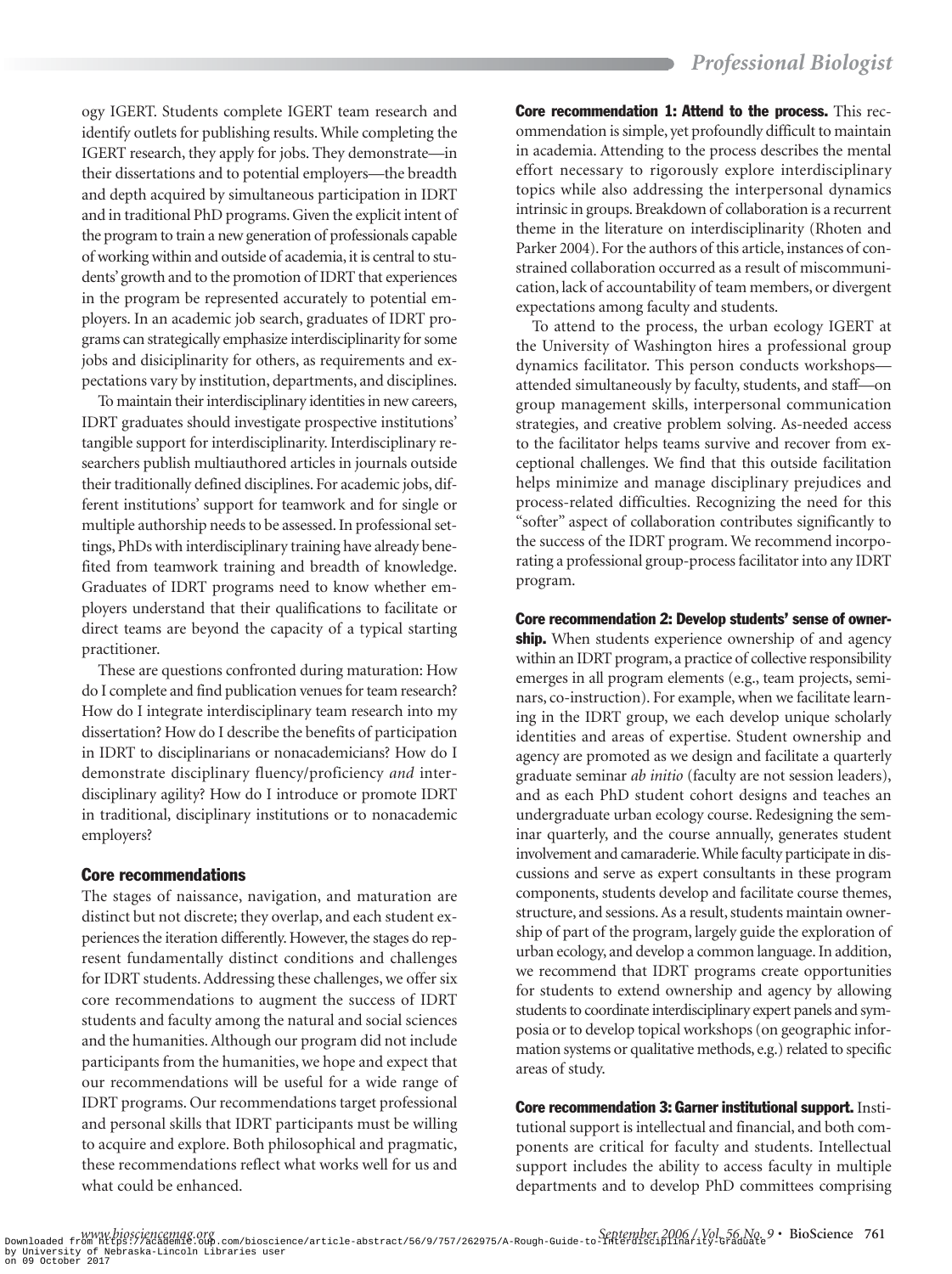ogy IGERT. Students complete IGERT team research and identify outlets for publishing results. While completing the IGERT research, they apply for jobs. They demonstrate—in their dissertations and to potential employers—the breadth and depth acquired by simultaneous participation in IDRT and in traditional PhD programs. Given the explicit intent of the program to train a new generation of professionals capable of working within and outside of academia, it is central to students' growth and to the promotion of IDRT that experiences in the program be represented accurately to potential employers. In an academic job search, graduates of IDRT programs can strategically emphasize interdisciplinarity for some jobs and disiciplinarity for others, as requirements and expectations vary by institution, departments, and disciplines.

To maintain their interdisciplinary identities in new careers, IDRT graduates should investigate prospective institutions' tangible support for interdisciplinarity. Interdisciplinary researchers publish multiauthored articles in journals outside their traditionally defined disciplines. For academic jobs, different institutions' support for teamwork and for single or multiple authorship needs to be assessed. In professional settings, PhDs with interdisciplinary training have already benefited from teamwork training and breadth of knowledge. Graduates of IDRT programs need to know whether employers understand that their qualifications to facilitate or direct teams are beyond the capacity of a typical starting practitioner.

These are questions confronted during maturation: How do I complete and find publication venues for team research? How do I integrate interdisciplinary team research into my dissertation? How do I describe the benefits of participation in IDRT to disciplinarians or nonacademicians? How do I demonstrate disciplinary fluency/proficiency *and* interdisciplinary agility? How do I introduce or promote IDRT in traditional, disciplinary institutions or to nonacademic employers?

## Core recommendations

The stages of naissance, navigation, and maturation are distinct but not discrete; they overlap, and each student experiences the iteration differently. However, the stages do represent fundamentally distinct conditions and challenges for IDRT students. Addressing these challenges, we offer six core recommendations to augment the success of IDRT students and faculty among the natural and social sciences and the humanities. Although our program did not include participants from the humanities, we hope and expect that our recommendations will be useful for a wide range of IDRT programs. Our recommendations target professional and personal skills that IDRT participants must be willing to acquire and explore. Both philosophical and pragmatic, these recommendations reflect what works well for us and what could be enhanced.

**Core recommendation 1: Attend to the process.** This recommendation is simple, yet profoundly difficult to maintain in academia. Attending to the process describes the mental effort necessary to rigorously explore interdisciplinary topics while also addressing the interpersonal dynamics intrinsic in groups. Breakdown of collaboration is a recurrent theme in the literature on interdisciplinarity (Rhoten and Parker 2004). For the authors of this article, instances of constrained collaboration occurred as a result of miscommunication, lack of accountability of team members, or divergent expectations among faculty and students.

To attend to the process, the urban ecology IGERT at the University of Washington hires a professional group dynamics facilitator. This person conducts workshops—attended simultaneously by faculty, students, and staff—on group management skills, interpersonal communication strategies, and creative problem solving. As-needed access to the facilitator helps teams survive and recover from exceptional challenges. We find that this outside facilitation helps minimize and manage disciplinary prejudices and process-related difficulties. Recognizing the need for this "softer" aspect of collaboration contributes significantly to the success of the IDRT program. We recommend incorporating a professional group-process facilitator into any IDRT program.

**Core recommendation 2: Develop students' sense of ownership.** When students experience ownership of and agency within an IDRT program, a practice of collective responsibility emerges in all program elements (e.g., team projects, seminars, co-instruction). For example, when we facilitate learning in the IDRT group, we each develop unique scholarly identities and areas of expertise. Student ownership and agency are promoted as we design and facilitate a quarterly graduate seminar *ab initio* (faculty are not session leaders), and as each PhD student cohort designs and teaches an undergraduate urban ecology course. Redesigning the seminar quarterly, and the course annually, generates student involvement and camaraderie. While faculty participate in discussions and serve as expert consultants in these program components, students develop and facilitate course themes, structure, and sessions. As a result, students maintain ownership of part of the program, largely guide the exploration of urban ecology, and develop a common language. In addition, we recommend that IDRT programs create opportunities for students to extend ownership and agency by allowing students to coordinate interdisciplinary expert panels and symposia or to develop topical workshops (on geographic information systems or qualitative methods, e.g.) related to specific areas of study.

**Core recommendation 3: Garner institutional support.** Institutional support is intellectual and financial, and both components are critical for faculty and students. Intellectual support includes the ability to access faculty in multiple departments and to develop PhD committees comprising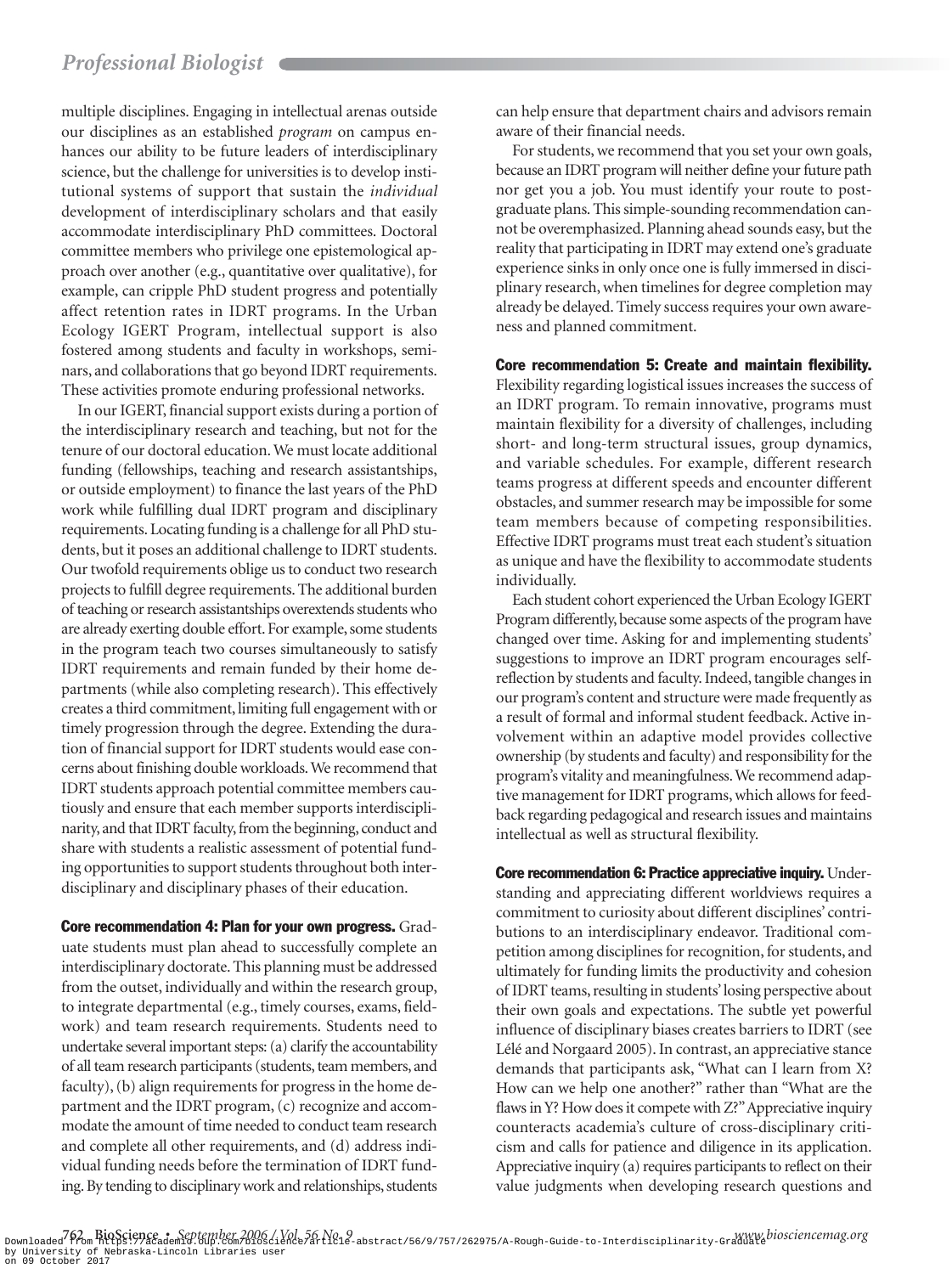multiple disciplines. Engaging in intellectual arenas outside our disciplines as an established *program* on campus enhances our ability to be future leaders of interdisciplinary science, but the challenge for universities is to develop institutional systems of support that sustain the *individual* development of interdisciplinary scholars and that easily accommodate interdisciplinary PhD committees. Doctoral committee members who privilege one epistemological approach over another (e.g., quantitative over qualitative), for example, can cripple PhD student progress and potentially affect retention rates in IDRT programs. In the Urban Ecology IGERT Program, intellectual support is also fostered among students and faculty in workshops, seminars, and collaborations that go beyond IDRT requirements. These activities promote enduring professional networks.

In our IGERT, financial support exists during a portion of the interdisciplinary research and teaching, but not for the tenure of our doctoral education. We must locate additional funding (fellowships, teaching and research assistantships, or outside employment) to finance the last years of the PhD work while fulfilling dual IDRT program and disciplinary requirements. Locating funding is a challenge for all PhD students, but it poses an additional challenge to IDRT students. Our twofold requirements oblige us to conduct two research projects to fulfill degree requirements. The additional burden of teaching or research assistantships overextends students who are already exerting double effort. For example, some students in the program teach two courses simultaneously to satisfy IDRT requirements and remain funded by their home departments (while also completing research). This effectively creates a third commitment, limiting full engagement with or timely progression through the degree. Extending the duration of financial support for IDRT students would ease concerns about finishing double workloads. We recommend that IDRT students approach potential committee members cautiously and ensure that each member supports interdisciplinarity, and that IDRT faculty, from the beginning, conduct and share with students a realistic assessment of potential funding opportunities to support students throughout both interdisciplinary and disciplinary phases of their education.

**Core recommendation 4: Plan for your own progress.** Graduate students must plan ahead to successfully complete an interdisciplinary doctorate. This planning must be addressed from the outset, individually and within the research group, to integrate departmental (e.g., timely courses, exams, fieldwork) and team research requirements. Students need to undertake several important steps: (a) clarify the accountability of all team research participants (students, team members, and faculty), (b) align requirements for progress in the home department and the IDRT program, (c) recognize and accommodate the amount of time needed to conduct team research and complete all other requirements, and (d) address individual funding needs before the termination of IDRT funding. By tending to disciplinary work and relationships, students can help ensure that department chairs and advisors remain aware of their financial needs.

For students, we recommend that you set your own goals, because an IDRT program will neither define your future path nor get you a job. You must identify your route to postgraduate plans. This simple-sounding recommendation cannot be overemphasized. Planning ahead sounds easy, but the reality that participating in IDRT may extend one's graduate experience sinks in only once one is fully immersed in disciplinary research, when timelines for degree completion may already be delayed. Timely success requires your own awareness and planned commitment.

**Core recommendation 5: Create and maintain flexibility.** Flexibility regarding logistical issues increases the success of an IDRT program. To remain innovative, programs must maintain flexibility for a diversity of challenges, including short- and long-term structural issues, group dynamics, and variable schedules. For example, different research teams progress at different speeds and encounter different obstacles, and summer research may be impossible for some team members because of competing responsibilities. Effective IDRT programs must treat each student's situation as unique and have the flexibility to accommodate students individually.

Each student cohort experienced the Urban Ecology IGERT Program differently, because some aspects of the program have changed over time. Asking for and implementing students' suggestions to improve an IDRT program encourages self-reflection by students and faculty. Indeed, tangible changes in our program's content and structure were made frequently as a result of formal and informal student feedback. Active involvement within an adaptive model provides collective ownership (by students and faculty) and responsibility for the program's vitality and meaningfulness. We recommend adaptive management for IDRT programs, which allows for feedback regarding pedagogical and research issues and maintains intellectual as well as structural flexibility.

**Core recommendation 6: Practice appreciative inquiry.** Understanding and appreciating different worldviews requires a commitment to curiosity about different disciplines' contributions to an interdisciplinary endeavor. Traditional competition among disciplines for recognition, for students, and ultimately for funding limits the productivity and cohesion of IDRT teams, resulting in students' losing perspective about their own goals and expectations. The subtle yet powerful influence of disciplinary biases creates barriers to IDRT (see Lélé and Norgaard 2005). In contrast, an appreciative stance demands that participants ask, "What can I learn from X? How can we help one another?" rather than "What are the flaws in Y? How does it compete with Z?" Appreciative inquiry counteracts academia's culture of cross-disciplinary criticism and calls for patience and diligence in its application. Appreciative inquiry (a) requires participants to reflect on their value judgments when developing research questions and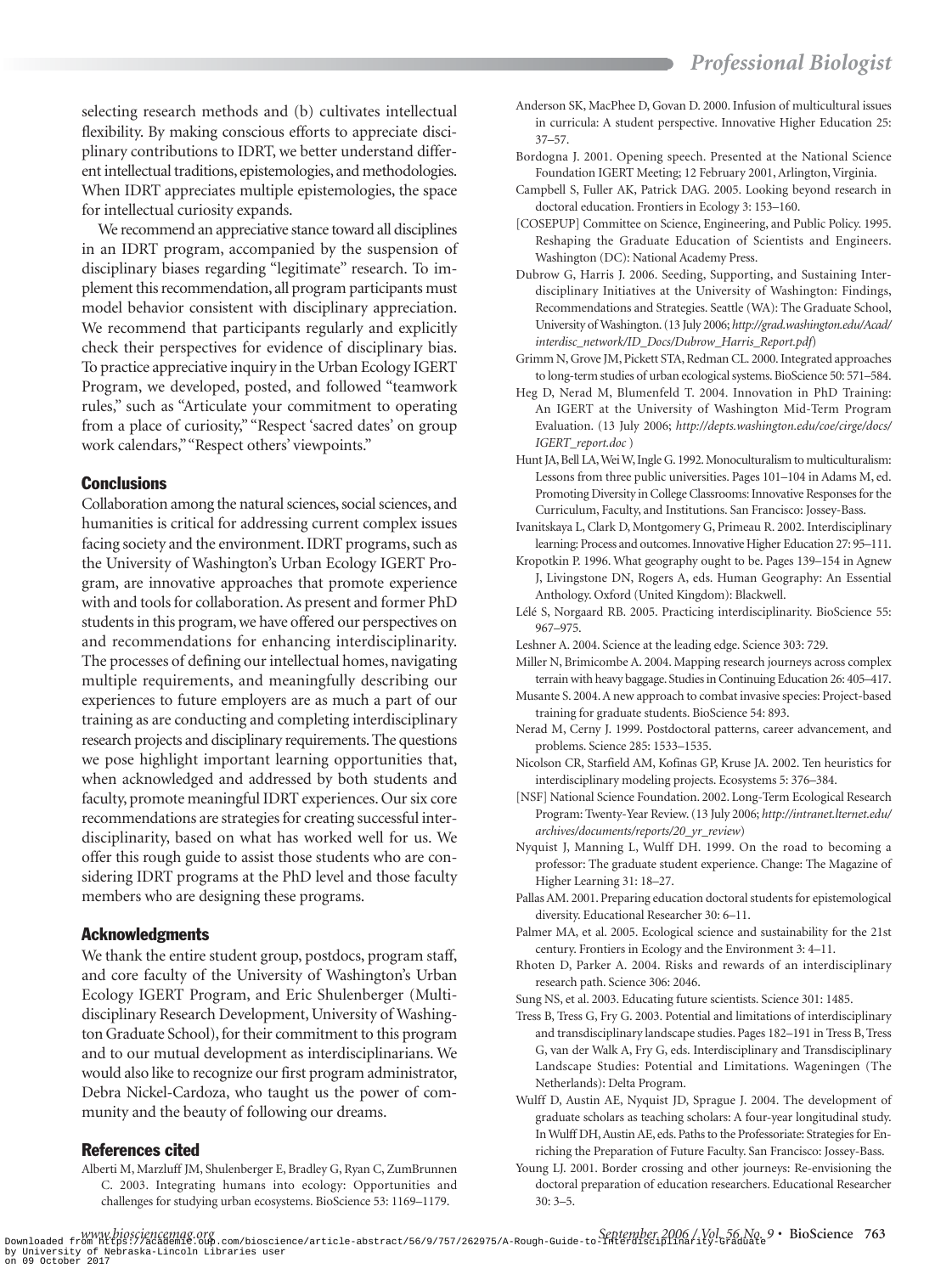selecting research methods and (b) cultivates intellectual flexibility. By making conscious efforts to appreciate disciplinary contributions to IDRT, we better understand different intellectual traditions, epistemologies, and methodologies. When IDRT appreciates multiple epistemologies, the space for intellectual curiosity expands.

We recommend an appreciative stance toward all disciplines in an IDRT program, accompanied by the suspension of disciplinary biases regarding "legitimate" research. To implement this recommendation, all program participants must model behavior consistent with disciplinary appreciation. We recommend that participants regularly and explicitly check their perspectives for evidence of disciplinary bias. To practice appreciative inquiry in the Urban Ecology IGERT Program, we developed, posted, and followed "teamwork rules," such as "Articulate your commitment to operating from a place of curiosity," "Respect 'sacred dates' on group work calendars," "Respect others' viewpoints."

## Conclusions

Collaboration among the natural sciences, social sciences, and humanities is critical for addressing current complex issues facing society and the environment. IDRT programs, such as the University of Washington's Urban Ecology IGERT Program, are innovative approaches that promote experience with and tools for collaboration. As present and former PhD students in this program, we have offered our perspectives on and recommendations for enhancing interdisciplinarity. The processes of defining our intellectual homes, navigating multiple requirements, and meaningfully describing our experiences to future employers are as much a part of our training as are conducting and completing interdisciplinary research projects and disciplinary requirements. The questions we pose highlight important learning opportunities that, when acknowledged and addressed by both students and faculty, promote meaningful IDRT experiences. Our six core recommendations are strategies for creating successful interdisciplinarity, based on what has worked well for us. We offer this rough guide to assist those students who are considering IDRT programs at the PhD level and those faculty members who are designing these programs.

## Acknowledgments

We thank the entire student group, postdocs, program staff, and core faculty of the University of Washington's Urban Ecology IGERT Program, and Eric Shulenberger (Multidisciplinary Research Development, University of Washington Graduate School), for their commitment to this program and to our mutual development as interdisciplinarians. We would also like to recognize our first program administrator, Debra Nickel-Cardoza, who taught us the power of community and the beauty of following our dreams.

## References cited

Alberti M, Marzluff JM, Shulenberger E, Bradley G, Ryan C, ZumBrunnen C. 2003. Integrating humans into ecology: Opportunities and challenges for studying urban ecosystems. BioScience 53: 1169–1179.

Anderson SK, MacPhee D, Govan D. 2000. Infusion of multicultural issues in curricula: A student perspective. Innovative Higher Education 25: 37–57.

Bordogna J. 2001. Opening speech. Presented at the National Science Foundation IGERT Meeting; 12 February 2001, Arlington, Virginia.

Campbell S, Fuller AK, Patrick DAG. 2005. Looking beyond research in doctoral education. Frontiers in Ecology 3: 153–160.

[COSEPUP] Committee on Science, Engineering, and Public Policy. 1995. Reshaping the Graduate Education of Scientists and Engineers. Washington (DC): National Academy Press.

Dubrow G, Harris J. 2006. Seeding, Supporting, and Sustaining Interdisciplinary Initiatives at the University of Washington: Findings, Recommendations and Strategies. Seattle (WA): The Graduate School, University of Washington. (13 July 2006; *http://grad.washington.edu/Acad/interdisc_network/ID_Docs/Dubrow_Harris_Report.pdf*)

Grimm N, Grove JM, Pickett STA, Redman CL. 2000. Integrated approaches to long-term studies of urban ecological systems. BioScience 50: 571–584.

Heg D, Nerad M, Blumenfeld T. 2004. Innovation in PhD Training: An IGERT at the University of Washington Mid-Term Program Evaluation. (13 July 2006; *http://depts.washington.edu/coe/cirge/docs/IGERT_report.doc* )

Hunt JA, Bell LA, Wei W, Ingle G. 1992. Monoculturalism to multiculturalism: Lessons from three public universities. Pages 101–104 in Adams M, ed. Promoting Diversity in College Classrooms: Innovative Responses for the Curriculum, Faculty, and Institutions. San Francisco: Jossey-Bass.

Ivanitskaya L, Clark D, Montgomery G, Primeau R. 2002. Interdisciplinary learning: Process and outcomes. Innovative Higher Education 27: 95–111.

Kropotkin P. 1996. What geography ought to be. Pages 139–154 in Agnew J, Livingstone DN, Rogers A, eds. Human Geography: An Essential Anthology. Oxford (United Kingdom): Blackwell.

Lélé S, Norgaard RB. 2005. Practicing interdisciplinarity. BioScience 55: 967–975.

Leshner A. 2004. Science at the leading edge. Science 303: 729.

Miller N, Brimicombe A. 2004. Mapping research journeys across complex terrain with heavy baggage. Studies in Continuing Education 26: 405–417.

Musante S. 2004. A new approach to combat invasive species: Project-based training for graduate students. BioScience 54: 893.

Nerad M, Cerny J. 1999. Postdoctoral patterns, career advancement, and problems. Science 285: 1533–1535.

Nicolson CR, Starfield AM, Kofinas GP, Kruse JA. 2002. Ten heuristics for interdisciplinary modeling projects. Ecosystems 5: 376–384.

[NSF] National Science Foundation. 2002. Long-Term Ecological Research Program: Twenty-Year Review. (13 July 2006; *http://intranet.lternet.edu/archives/documents/reports/20_yr_review*)

Nyquist J, Manning L, Wulff DH. 1999. On the road to becoming a professor: The graduate student experience. Change: The Magazine of Higher Learning 31: 18–27.

Pallas AM. 2001. Preparing education doctoral students for epistemological diversity. Educational Researcher 30: 6–11.

Palmer MA, et al. 2005. Ecological science and sustainability for the 21st century. Frontiers in Ecology and the Environment 3: 4–11.

Rhoten D, Parker A. 2004. Risks and rewards of an interdisciplinary research path. Science 306: 2046.

Sung NS, et al. 2003. Educating future scientists. Science 301: 1485.

Tress B, Tress G, Fry G. 2003. Potential and limitations of interdisciplinary and transdisciplinary landscape studies. Pages 182–191 in Tress B, Tress G, van der Walk A, Fry G, eds. Interdisciplinary and Transdisciplinary Landscape Studies: Potential and Limitations. Wageningen (The Netherlands): Delta Program.

Wulff D, Austin AE, Nyquist JD, Sprague J. 2004. The development of graduate scholars as teaching scholars: A four-year longitudinal study. In Wulff DH, Austin AE, eds. Paths to the Professoriate: Strategies for Enriching the Preparation of Future Faculty. San Francisco: Jossey-Bass.

Young LJ. 2001. Border crossing and other journeys: Re-envisioning the doctoral preparation of education researchers. Educational Researcher 30: 3–5.